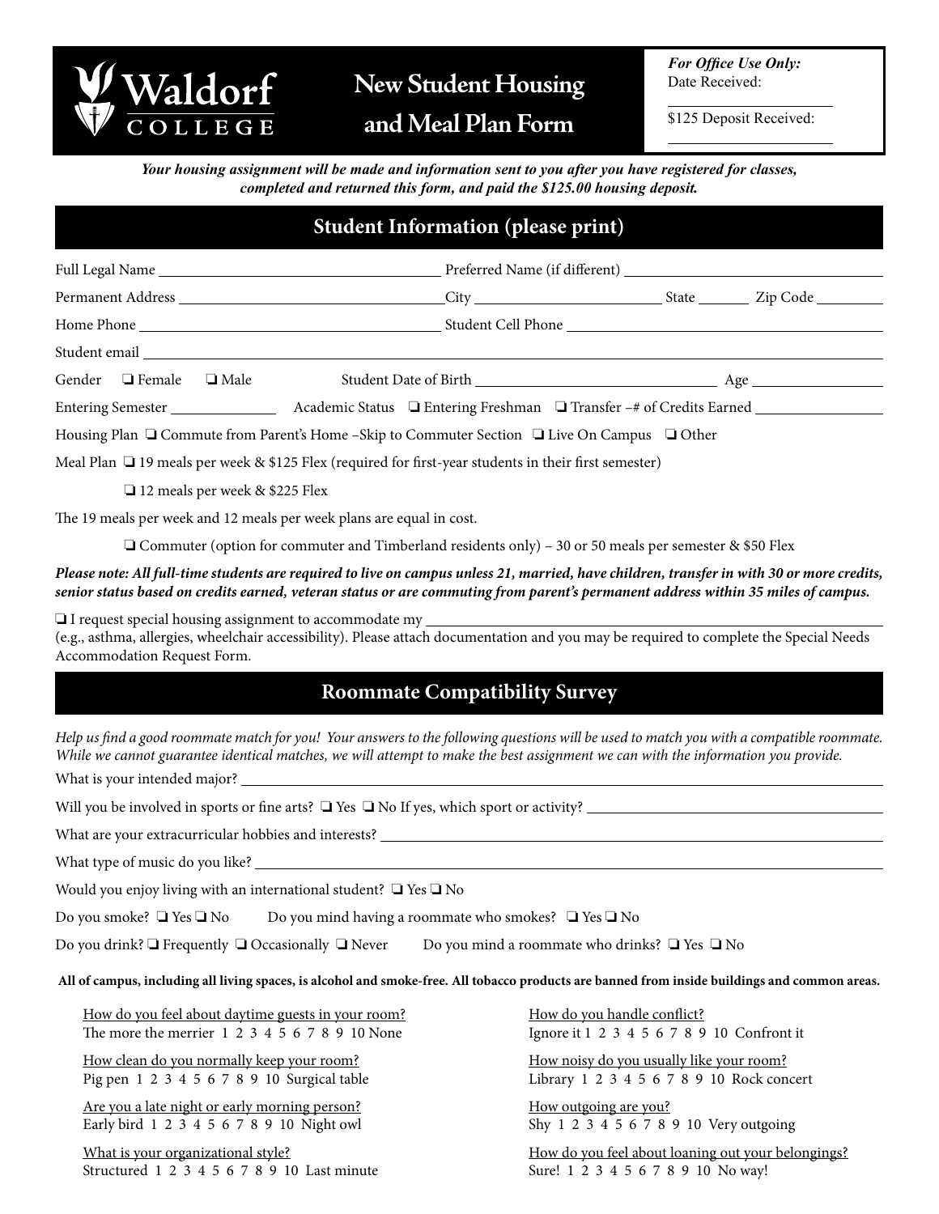# Waldorf College

## New Student Housing and Meal Plan Form

*For Office Use Only:*
Date Received: ____________

$125 Deposit Received: ____________

***Your housing assignment will be made and information sent to you after you have registered for classes, completed and returned this form, and paid the $125.00 housing deposit.***

## Student Information (please print)

Full Legal Name ____________ Preferred Name (if different) ____________

Permanent Address ____________ City ____________ State ______ Zip Code ______

Home Phone ____________ Student Cell Phone ____________

Student email ____________

Gender ❑ Female ❑ Male Student Date of Birth ____________ Age ______

Entering Semester ______ Academic Status ❑ Entering Freshman ❑ Transfer –# of Credits Earned ______

Housing Plan ❑ Commute from Parent's Home –Skip to Commuter Section ❑ Live On Campus ❑ Other

Meal Plan ❑ 19 meals per week & $125 Flex (required for first-year students in their first semester)

❑ 12 meals per week & $225 Flex

The 19 meals per week and 12 meals per week plans are equal in cost.

❑ Commuter (option for commuter and Timberland residents only) – 30 or 50 meals per semester & $50 Flex

***Please note: All full-time students are required to live on campus unless 21, married, have children, transfer in with 30 or more credits, senior status based on credits earned, veteran status or are commuting from parent's permanent address within 35 miles of campus.***

❑ I request special housing assignment to accommodate my ____________
(e.g., asthma, allergies, wheelchair accessibility). Please attach documentation and you may be required to complete the Special Needs Accommodation Request Form.

## Roommate Compatibility Survey

*Help us find a good roommate match for you! Your answers to the following questions will be used to match you with a compatible roommate. While we cannot guarantee identical matches, we will attempt to make the best assignment we can with the information you provide.*

What is your intended major? ____________

Will you be involved in sports or fine arts? ❑ Yes ❑ No If yes, which sport or activity? ____________

What are your extracurricular hobbies and interests? ____________

What type of music do you like? ____________

Would you enjoy living with an international student? ❑ Yes ❑ No

Do you smoke? ❑ Yes ❑ No Do you mind having a roommate who smokes? ❑ Yes ❑ No

Do you drink? ❑ Frequently ❑ Occasionally ❑ Never Do you mind a roommate who drinks? ❑ Yes ❑ No

**All of campus, including all living spaces, is alcohol and smoke-free. All tobacco products are banned from inside buildings and common areas.**

How do you feel about daytime guests in your room?
The more the merrier 1 2 3 4 5 6 7 8 9 10 None

How clean do you normally keep your room?
Pig pen 1 2 3 4 5 6 7 8 9 10 Surgical table

Are you a late night or early morning person?
Early bird 1 2 3 4 5 6 7 8 9 10 Night owl

What is your organizational style?
Structured 1 2 3 4 5 6 7 8 9 10 Last minute

How do you handle conflict?
Ignore it 1 2 3 4 5 6 7 8 9 10 Confront it

How noisy do you usually like your room?
Library 1 2 3 4 5 6 7 8 9 10 Rock concert

How outgoing are you?
Shy 1 2 3 4 5 6 7 8 9 10 Very outgoing

How do you feel about loaning out your belongings?
Sure! 1 2 3 4 5 6 7 8 9 10 No way!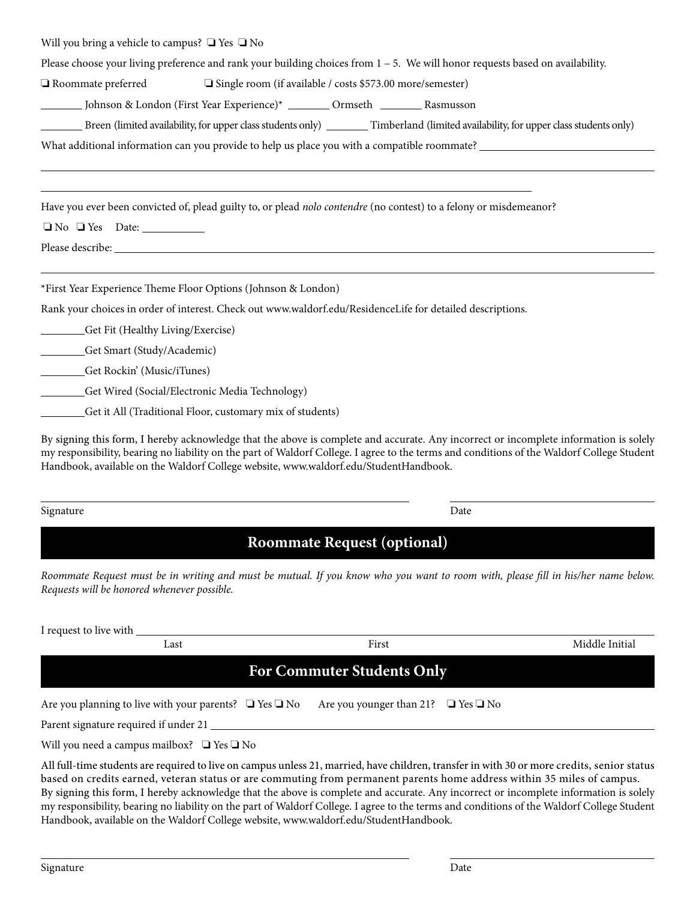Will you bring a vehicle to campus? ❑ Yes ❑ No

Please choose your living preference and rank your building choices from 1 – 5. We will honor requests based on availability.

❑ Roommate preferred ❑ Single room (if available / costs $573.00 more/semester)

________ Johnson & London (First Year Experience)* ________ Ormseth ________ Rasmusson

________ Breen (limited availability, for upper class students only) ________ Timberland (limited availability, for upper class students only)

What additional information can you provide to help us place you with a compatible roommate? ________________________________

________________________________________________________________________________

________________________________________________________________________________

Have you ever been convicted of, plead guilty to, or plead *nolo contendre* (no contest) to a felony or misdemeanor?

❑ No ❑ Yes Date: ____________

Please describe: ________________________________________________________________

________________________________________________________________________________

*First Year Experience Theme Floor Options (Johnson & London)

Rank your choices in order of interest. Check out www.waldorf.edu/ResidenceLife for detailed descriptions.

________Get Fit (Healthy Living/Exercise)

________Get Smart (Study/Academic)

________Get Rockin' (Music/iTunes)

________Get Wired (Social/Electronic Media Technology)

________Get it All (Traditional Floor, customary mix of students)

By signing this form, I hereby acknowledge that the above is complete and accurate. Any incorrect or incomplete information is solely my responsibility, bearing no liability on the part of Waldorf College. I agree to the terms and conditions of the Waldorf College Student Handbook, available on the Waldorf College website, www.waldorf.edu/StudentHandbook.

________________________________________ ____________________

Signature Date

## Roommate Request (optional)

*Roommate Request must be in writing and must be mutual. If you know who you want to room with, please fill in his/her name below. Requests will be honored whenever possible.*

I request to live with ________________________________________________________________

Last First Middle Initial

## For Commuter Students Only

Are you planning to live with your parents? ❑ Yes ❑ No Are you younger than 21? ❑ Yes ❑ No

Parent signature required if under 21 ________________________________________________

Will you need a campus mailbox? ❑ Yes ❑ No

All full-time students are required to live on campus unless 21, married, have children, transfer in with 30 or more credits, senior status based on credits earned, veteran status or are commuting from permanent parents home address within 35 miles of campus. By signing this form, I hereby acknowledge that the above is complete and accurate. Any incorrect or incomplete information is solely my responsibility, bearing no liability on the part of Waldorf College. I agree to the terms and conditions of the Waldorf College Student Handbook, available on the Waldorf College website, www.waldorf.edu/StudentHandbook.

________________________________________ ____________________

Signature Date